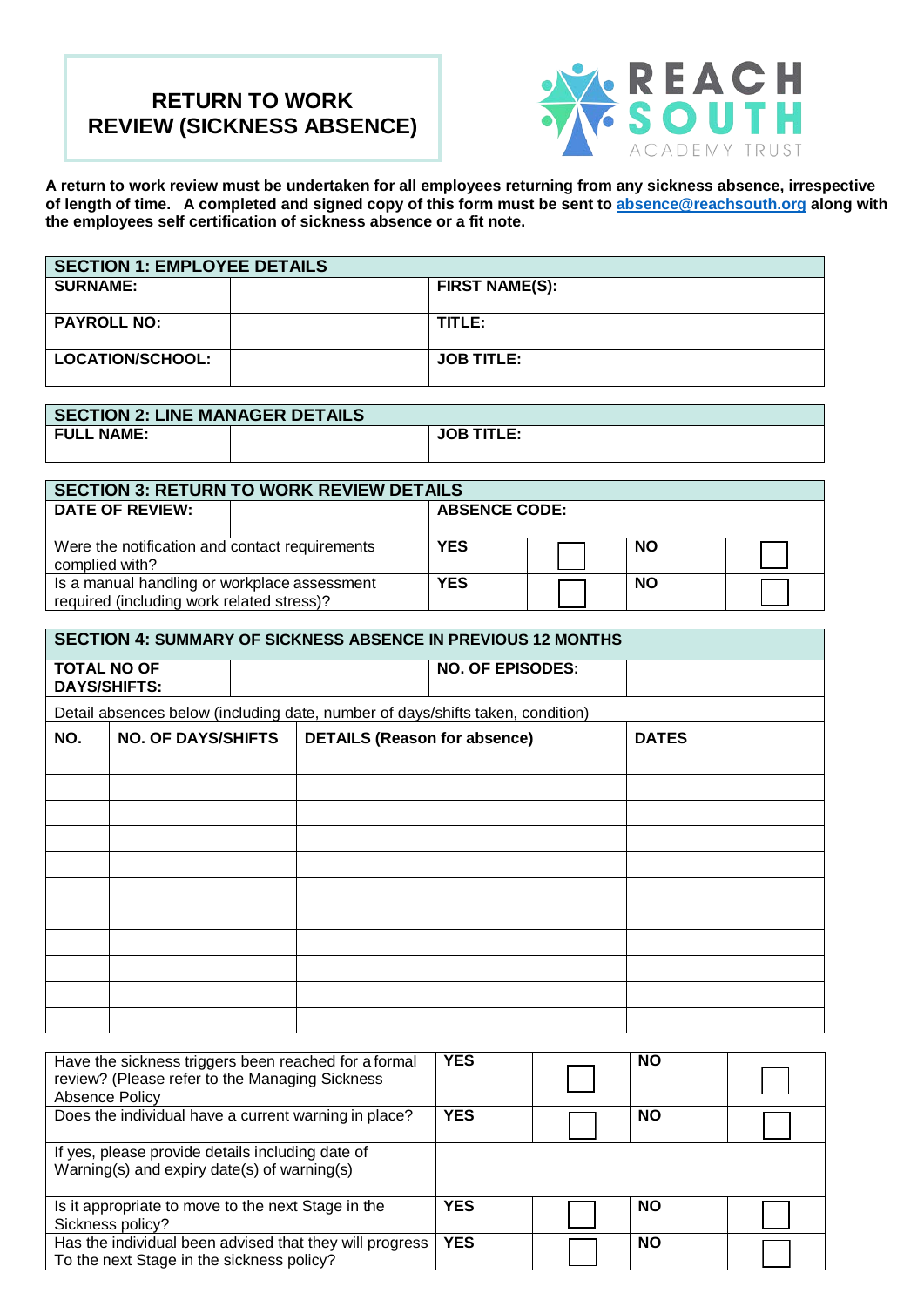# RETURN TO WORK REVIEW (SICKNESS ABSENCE)

REACH SOUTH ACADEMY TRUST

**A return to work review must be undertaken for all employees returning from any sickness absence, irrespective of length of time. A completed and signed copy of this form must be sent to [absence@reachsouth.org](mailto:absence@reachsouth.org) along with the employees self certification of sickness absence or a fit note.**

| **SECTION 1: EMPLOYEE DETAILS** | | | |
|---|---|---|---|
| **SURNAME:** | | **FIRST NAME(S):** | |
| **PAYROLL NO:** | | **TITLE:** | |
| **LOCATION/SCHOOL:** | | **JOB TITLE:** | |

| **SECTION 2: LINE MANAGER DETAILS** | | | |
|---|---|---|---|
| **FULL NAME:** | | **JOB TITLE:** | |

| **SECTION 3: RETURN TO WORK REVIEW DETAILS** | | | | | |
|---|---|---|---|---|---|
| **DATE OF REVIEW:** | | **ABSENCE CODE:** | | | |
| Were the notification and contact requirements complied with? | | **YES** | ☐ | **NO** | ☐ |
| Is a manual handling or workplace assessment required (including work related stress)? | | **YES** | ☐ | **NO** | ☐ |

| **SECTION 4: SUMMARY OF SICKNESS ABSENCE IN PREVIOUS 12 MONTHS** | | | |
|---|---|---|---|
| **TOTAL NO OF DAYS/SHIFTS:** | | **NO. OF EPISODES:** | |
| Detail absences below (including date, number of days/shifts taken, condition) | | | |
| **NO.** | **NO. OF DAYS/SHIFTS** | **DETAILS (Reason for absence)** | **DATES** |
| | | | |
| | | | |
| | | | |
| | | | |
| | | | |
| | | | |
| | | | |
| | | | |
| | | | |
| | | | |
| | | | |

| | | | | |
|---|---|---|---|---|
| Have the sickness triggers been reached for a formal review? (Please refer to the Managing Sickness Absence Policy | **YES** | ☐ | **NO** | ☐ |
| Does the individual have a current warning in place? | **YES** | ☐ | **NO** | ☐ |
| If yes, please provide details including date of Warning(s) and expiry date(s) of warning(s) | | | | |
| Is it appropriate to move to the next Stage in the Sickness policy? | **YES** | ☐ | **NO** | ☐ |
| Has the individual been advised that they will progress To the next Stage in the sickness policy? | **YES** | ☐ | **NO** | ☐ |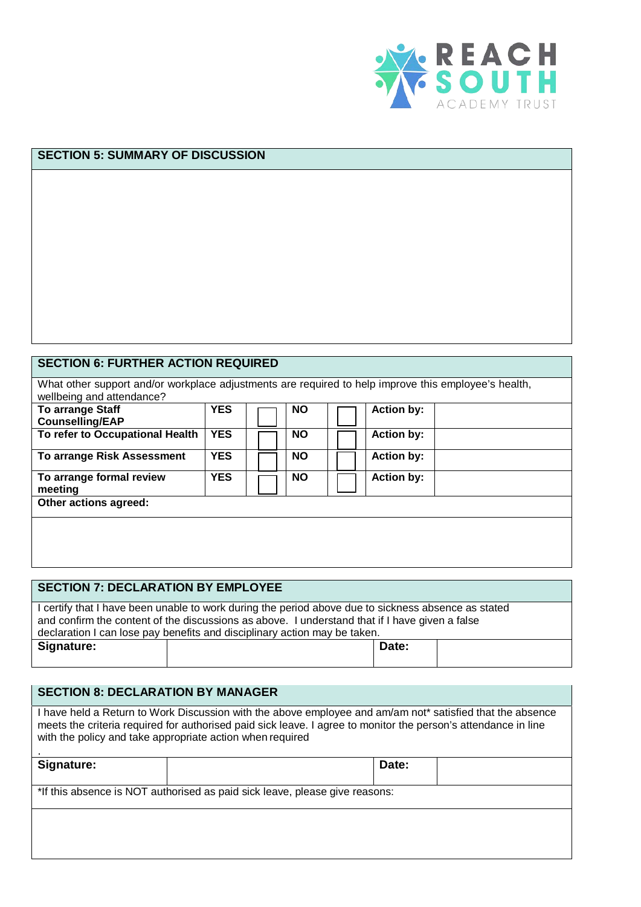REACH SOUTH ACADEMY TRUST

## SECTION 5: SUMMARY OF DISCUSSION

## SECTION 6: FURTHER ACTION REQUIRED

What other support and/or workplace adjustments are required to help improve this employee's health, wellbeing and attendance?

| | | | | | | |
|---|---|---|---|---|---|---|
| **To arrange Staff Counselling/EAP** | **YES** | ☐ | **NO** | ☐ | **Action by:** | |
| **To refer to Occupational Health** | **YES** | ☐ | **NO** | ☐ | **Action by:** | |
| **To arrange Risk Assessment** | **YES** | ☐ | **NO** | ☐ | **Action by:** | |
| **To arrange formal review meeting** | **YES** | ☐ | **NO** | ☐ | **Action by:** | |

**Other actions agreed:**

## SECTION 7: DECLARATION BY EMPLOYEE

I certify that I have been unable to work during the period above due to sickness absence as stated and confirm the content of the discussions as above. I understand that if I have given a false declaration I can lose pay benefits and disciplinary action may be taken.

| | | | |
|---|---|---|---|
| **Signature:** | | **Date:** | |

## SECTION 8: DECLARATION BY MANAGER

I have held a Return to Work Discussion with the above employee and am/am not* satisfied that the absence meets the criteria required for authorised paid sick leave. I agree to monitor the person's attendance in line with the policy and take appropriate action when required

.

| | | | |
|---|---|---|---|
| **Signature:** | | **Date:** | |

*If this absence is NOT authorised as paid sick leave, please give reasons: